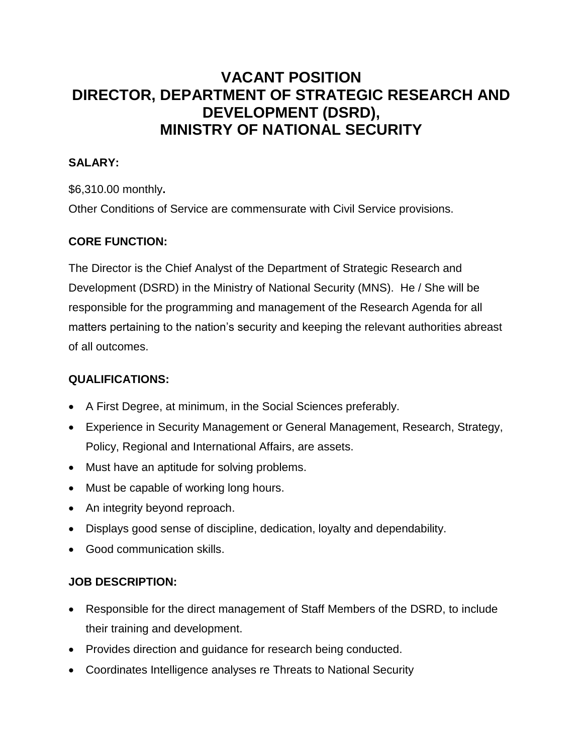# VACANT POSITION
# DIRECTOR, DEPARTMENT OF STRATEGIC RESEARCH AND DEVELOPMENT (DSRD), MINISTRY OF NATIONAL SECURITY

**SALARY:**

$6,310.00 monthly**.**

Other Conditions of Service are commensurate with Civil Service provisions.

**CORE FUNCTION:**

The Director is the Chief Analyst of the Department of Strategic Research and Development (DSRD) in the Ministry of National Security (MNS). He / She will be responsible for the programming and management of the Research Agenda for all matters pertaining to the nation's security and keeping the relevant authorities abreast of all outcomes.

**QUALIFICATIONS:**

- A First Degree, at minimum, in the Social Sciences preferably.
- Experience in Security Management or General Management, Research, Strategy, Policy, Regional and International Affairs, are assets.
- Must have an aptitude for solving problems.
- Must be capable of working long hours.
- An integrity beyond reproach.
- Displays good sense of discipline, dedication, loyalty and dependability.
- Good communication skills.

**JOB DESCRIPTION:**

- Responsible for the direct management of Staff Members of the DSRD, to include their training and development.
- Provides direction and guidance for research being conducted.
- Coordinates Intelligence analyses re Threats to National Security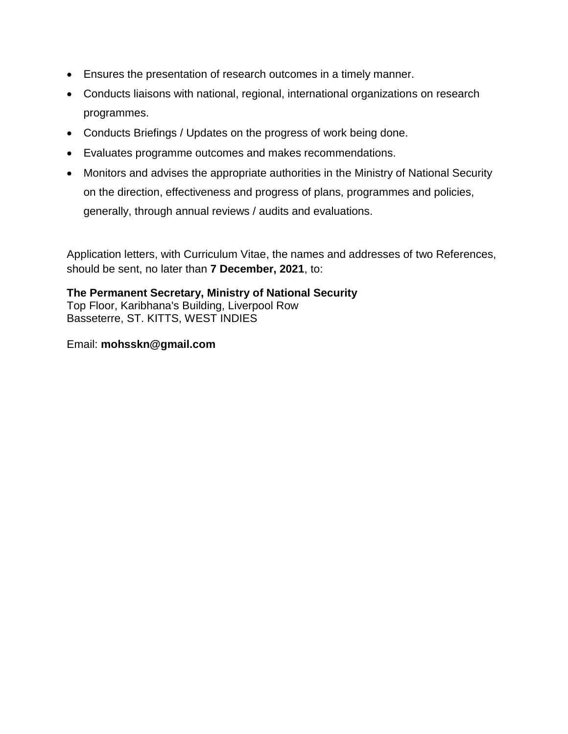- Ensures the presentation of research outcomes in a timely manner.
- Conducts liaisons with national, regional, international organizations on research programmes.
- Conducts Briefings / Updates on the progress of work being done.
- Evaluates programme outcomes and makes recommendations.
- Monitors and advises the appropriate authorities in the Ministry of National Security on the direction, effectiveness and progress of plans, programmes and policies, generally, through annual reviews / audits and evaluations.

Application letters, with Curriculum Vitae, the names and addresses of two References, should be sent, no later than **7 December, 2021**, to:

**The Permanent Secretary, Ministry of National Security**
Top Floor, Karibhana's Building, Liverpool Row
Basseterre, ST. KITTS, WEST INDIES

Email: **mohsskn@gmail.com**